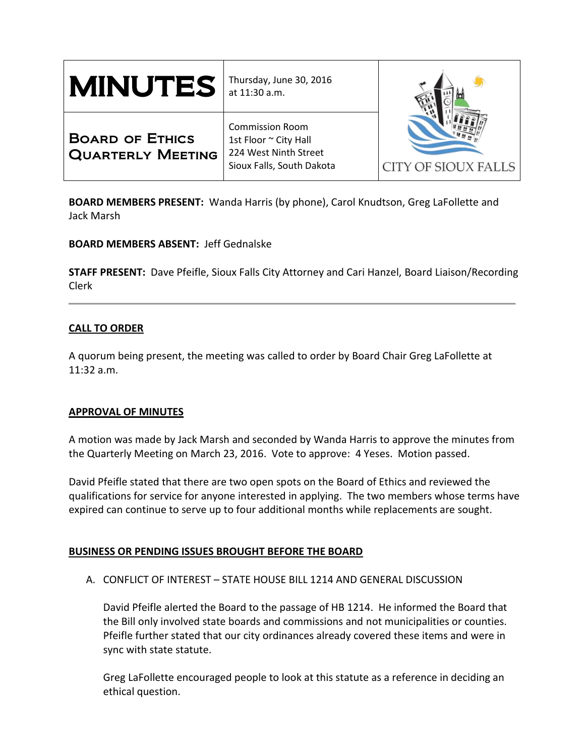| MINUTES | Thursday, June 30, 2016 at 11:30 a.m. | CITY OF SIOUX FALLS |
| --- | --- | --- |
| Board of Ethics Quarterly Meeting | Commission Room 1st Floor ~ City Hall 224 West Ninth Street Sioux Falls, South Dakota | |

**BOARD MEMBERS PRESENT:** Wanda Harris (by phone), Carol Knudtson, Greg LaFollette and Jack Marsh

**BOARD MEMBERS ABSENT:** Jeff Gednalske

**STAFF PRESENT:** Dave Pfeifle, Sioux Falls City Attorney and Cari Hanzel, Board Liaison/Recording Clerk

---

## CALL TO ORDER

A quorum being present, the meeting was called to order by Board Chair Greg LaFollette at 11:32 a.m.

## APPROVAL OF MINUTES

A motion was made by Jack Marsh and seconded by Wanda Harris to approve the minutes from the Quarterly Meeting on March 23, 2016. Vote to approve: 4 Yeses. Motion passed.

David Pfeifle stated that there are two open spots on the Board of Ethics and reviewed the qualifications for service for anyone interested in applying. The two members whose terms have expired can continue to serve up to four additional months while replacements are sought.

## BUSINESS OR PENDING ISSUES BROUGHT BEFORE THE BOARD

A. CONFLICT OF INTEREST – STATE HOUSE BILL 1214 AND GENERAL DISCUSSION

David Pfeifle alerted the Board to the passage of HB 1214. He informed the Board that the Bill only involved state boards and commissions and not municipalities or counties. Pfeifle further stated that our city ordinances already covered these items and were in sync with state statute.

Greg LaFollette encouraged people to look at this statute as a reference in deciding an ethical question.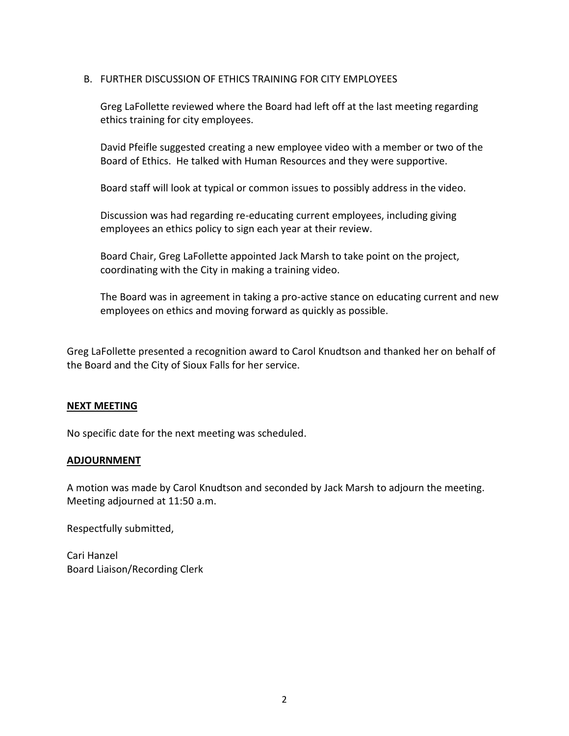B. FURTHER DISCUSSION OF ETHICS TRAINING FOR CITY EMPLOYEES

   Greg LaFollette reviewed where the Board had left off at the last meeting regarding ethics training for city employees.

   David Pfeifle suggested creating a new employee video with a member or two of the Board of Ethics. He talked with Human Resources and they were supportive.

   Board staff will look at typical or common issues to possibly address in the video.

   Discussion was had regarding re-educating current employees, including giving employees an ethics policy to sign each year at their review.

   Board Chair, Greg LaFollette appointed Jack Marsh to take point on the project, coordinating with the City in making a training video.

   The Board was in agreement in taking a pro-active stance on educating current and new employees on ethics and moving forward as quickly as possible.

Greg LaFollette presented a recognition award to Carol Knudtson and thanked her on behalf of the Board and the City of Sioux Falls for her service.

**NEXT MEETING**

No specific date for the next meeting was scheduled.

**ADJOURNMENT**

A motion was made by Carol Knudtson and seconded by Jack Marsh to adjourn the meeting. Meeting adjourned at 11:50 a.m.

Respectfully submitted,

Cari Hanzel
Board Liaison/Recording Clerk